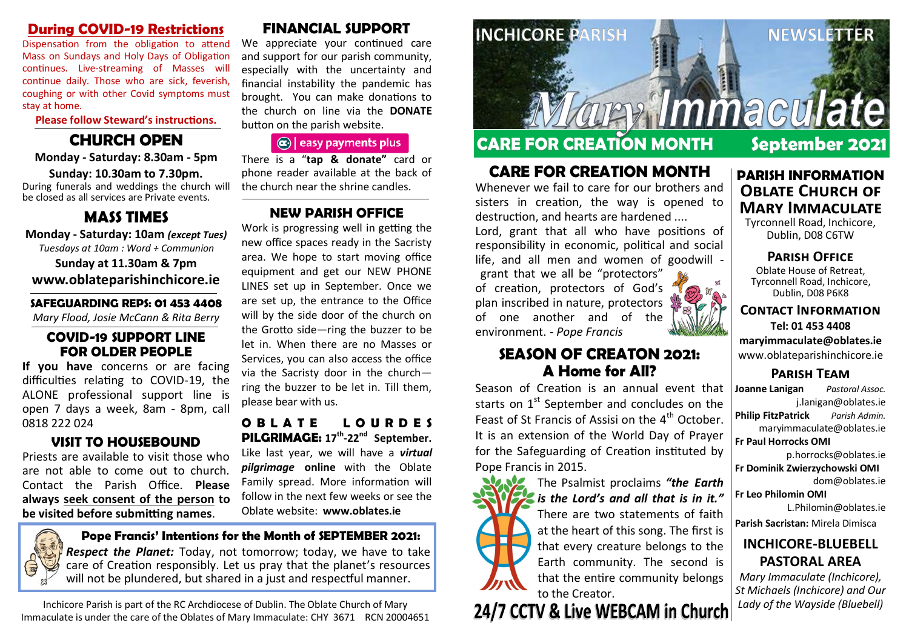## During COVID-19 Restrictions

Dispensation from the obligation to attend Mass on Sundays and Holy Days of Obligation continues. Live-streaming of Masses will continue daily. Those who are sick, feverish, coughing or with other Covid symptoms must stay at home.

**Please follow Steward's instructions.**

## CHURCH OPEN

**Monday - Saturday: 8.30am - 5pm**

**Sunday: 10.30am to 7.30pm.**

During funerals and weddings the church will be closed as all services are Private events.

## MASS TIMES

**Monday - Saturday: 10am** ***(except Tues)***

*Tuesdays at 10am : Word + Communion*

**Sunday at 11.30am & 7pm**

**www.oblateparishinchicore.ie**

### SAFEGUARDING REPS: 01 453 4408

*Mary Flood, Josie McCann & Rita Berry*

## COVID-19 SUPPORT LINE FOR OLDER PEOPLE

**If you have** concerns or are facing difficulties relating to COVID-19, the ALONE professional support line is open 7 days a week, 8am - 8pm, call 0818 222 024

## VISIT TO HOUSEBOUND

Priests are available to visit those who are not able to come out to church. Contact the Parish Office. **Please always seek consent of the person to be visited before submitting names**.

## FINANCIAL SUPPORT

We appreciate your continued care and support for our parish community, especially with the uncertainty and financial instability the pandemic has brought. You can make donations to the church on line via the **DONATE** button on the parish website.

easy payments plus

There is a "**tap & donate"** card or phone reader available at the back of the church near the shrine candles.

## NEW PARISH OFFICE

Work is progressing well in getting the new office spaces ready in the Sacristy area. We hope to start moving office equipment and get our NEW PHONE LINES set up in September. Once we are set up, the entrance to the Office will by the side door of the church on the Grotto side—ring the buzzer to be let in. When there are no Masses or Services, you can also access the office via the Sacristy door in the church—ring the buzzer to be let in. Till them, please bear with us.

**OBLATE LOURDES PILGRIMAGE: 17th-22nd September.** Like last year, we will have a ***virtual pilgrimage*** **online** with the Oblate Family spread. More information will follow in the next few weeks or see the Oblate website: **www.oblates.ie**

### Pope Francis' Intentions for the Month of SEPTEMBER 2021:

***Respect the Planet:*** Today, not tomorrow; today, we have to take care of Creation responsibly. Let us pray that the planet's resources will not be plundered, but shared in a just and respectful manner.

Inchicore Parish is part of the RC Archdiocese of Dublin. The Oblate Church of Mary Immaculate is under the care of the Oblates of Mary Immaculate: CHY 3671 RCN 20004651

# INCHICORE PARISH NEWSLETTER — Mary Immaculate

## CARE FOR CREATION MONTH — September 2021

## CARE FOR CREATION MONTH

Whenever we fail to care for our brothers and sisters in creation, the way is opened to destruction, and hearts are hardened ....

Lord, grant that all who have positions of responsibility in economic, political and social life, and all men and women of goodwill - grant that we all be "protectors" of creation, protectors of God's plan inscribed in nature, protectors of one another and of the environment. - *Pope Francis*

## SEASON OF CREATON 2021: A Home for All?

Season of Creation is an annual event that starts on 1st September and concludes on the Feast of St Francis of Assisi on the 4th October. It is an extension of the World Day of Prayer for the Safeguarding of Creation instituted by Pope Francis in 2015.

The Psalmist proclaims ***"the Earth is the Lord's and all that is in it."*** There are two statements of faith at the heart of this song. The first is that every creature belongs to the Earth community. The second is that the entire community belongs to the Creator.

**24/7 CCTV & Live WEBCAM in Church**

## PARISH INFORMATION OBLATE CHURCH OF MARY IMMACULATE

Tyrconnell Road, Inchicore, Dublin, D08 C6TW

### PARISH OFFICE

Oblate House of Retreat, Tyrconnell Road, Inchicore, Dublin, D08 P6K8

### CONTACT INFORMATION

**Tel: 01 453 4408**

**maryimmaculate@oblates.ie**

www.oblateparishinchicore.ie

### PARISH TEAM

**Joanne Lanigan** *Pastoral Assoc.* j.lanigan@oblates.ie

**Philip FitzPatrick** *Parish Admin.* maryimmaculate@oblates.ie

**Fr Paul Horrocks OMI** p.horrocks@oblates.ie

**Fr Dominik Zwierzychowski OMI** dom@oblates.ie

**Fr Leo Philomin OMI** L.Philomin@oblates.ie

**Parish Sacristan:** Mirela Dimisca

## INCHICORE-BLUEBELL PASTORAL AREA

*Mary Immaculate (Inchicore), St Michaels (Inchicore) and Our Lady of the Wayside (Bluebell)*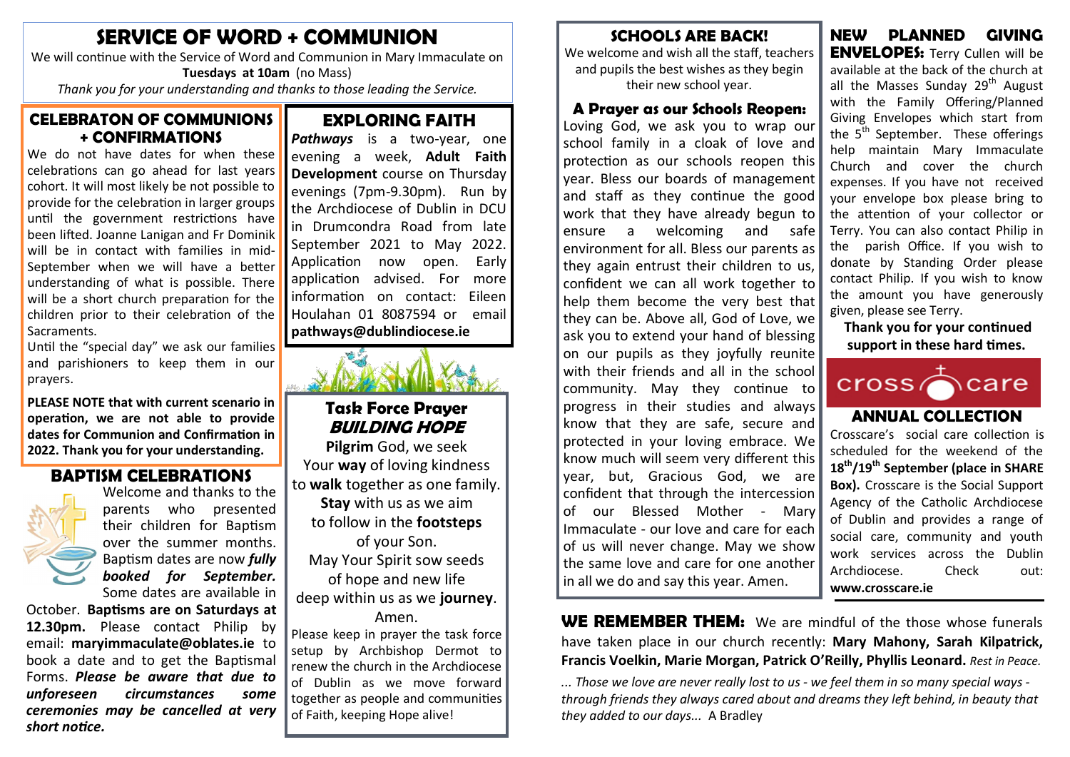# SERVICE OF WORD + COMMUNION

We will continue with the Service of Word and Communion in Mary Immaculate on **Tuesdays at 10am** (no Mass)

*Thank you for your understanding and thanks to those leading the Service.*

## CELEBRATON OF COMMUNIONS + CONFIRMATIONS

We do not have dates for when these celebrations can go ahead for last years cohort. It will most likely be not possible to provide for the celebration in larger groups until the government restrictions have been lifted. Joanne Lanigan and Fr Dominik will be in contact with families in mid-September when we will have a better understanding of what is possible. There will be a short church preparation for the children prior to their celebration of the Sacraments.

Until the "special day" we ask our families and parishioners to keep them in our prayers.

**PLEASE NOTE that with current scenario in operation, we are not able to provide dates for Communion and Confirmation in 2022. Thank you for your understanding.**

## BAPTISM CELEBRATIONS

Welcome and thanks to the parents who presented their children for Baptism over the summer months. Baptism dates are now ***fully booked for September.*** Some dates are available in October. **Baptisms are on Saturdays at 12.30pm.** Please contact Philip by email: **maryimmaculate@oblates.ie** to book a date and to get the Baptismal Forms. ***Please be aware that due to unforeseen circumstances some ceremonies may be cancelled at very short notice.***

## EXPLORING FAITH

***Pathways*** is a two-year, one evening a week, **Adult Faith Development** course on Thursday evenings (7pm-9.30pm). Run by the Archdiocese of Dublin in DCU in Drumcondra Road from late September 2021 to May 2022. Application now open. Early application advised. For more information on contact: Eileen Houlahan 01 8087594 or email **pathways@dublindiocese.ie**

## Task Force Prayer
### *BUILDING HOPE*

**Pilgrim** God, we seek
Your **way** of loving kindness
to **walk** together as one family.
**Stay** with us as we aim
to follow in the **footsteps**
of your Son.
May Your Spirit sow seeds
of hope and new life
deep within us as we **journey**.
Amen.

Please keep in prayer the task force setup by Archbishop Dermot to renew the church in the Archdiocese of Dublin as we move forward together as people and communities of Faith, keeping Hope alive!

## SCHOOLS ARE BACK!

We welcome and wish all the staff, teachers and pupils the best wishes as they begin their new school year.

### A Prayer as our Schools Reopen:

Loving God, we ask you to wrap our school family in a cloak of love and protection as our schools reopen this year. Bless our boards of management and staff as they continue the good work that they have already begun to ensure a welcoming and safe environment for all. Bless our parents as they again entrust their children to us, confident we can all work together to help them become the very best that they can be. Above all, God of Love, we ask you to extend your hand of blessing on our pupils as they joyfully reunite with their friends and all in the school community. May they continue to progress in their studies and always know that they are safe, secure and protected in your loving embrace. We know much will seem very different this year, but, Gracious God, we are confident that through the intercession of our Blessed Mother - Mary Immaculate - our love and care for each of us will never change. May we show the same love and care for one another in all we do and say this year. Amen.

## NEW PLANNED GIVING ENVELOPES:

Terry Cullen will be available at the back of the church at all the Masses Sunday 29th August with the Family Offering/Planned Giving Envelopes which start from the 5th September. These offerings help maintain Mary Immaculate Church and cover the church expenses. If you have not received your envelope box please bring to the attention of your collector or Terry. You can also contact Philip in the parish Office. If you wish to donate by Standing Order please contact Philip. If you wish to know the amount you have generously given, please see Terry.

**Thank you for your continued support in these hard times.**

crosscare

## ANNUAL COLLECTION

Crosscare's social care collection is scheduled for the weekend of the **18th/19th September (place in SHARE Box).** Crosscare is the Social Support Agency of the Catholic Archdiocese of Dublin and provides a range of social care, community and youth work services across the Dublin Archdiocese. Check out: **www.crosscare.ie**

## WE REMEMBER THEM:

We are mindful of the those whose funerals have taken place in our church recently: **Mary Mahony, Sarah Kilpatrick, Francis Voelkin, Marie Morgan, Patrick O'Reilly, Phyllis Leonard.** *Rest in Peace.*

*... Those we love are never really lost to us - we feel them in so many special ways - through friends they always cared about and dreams they left behind, in beauty that they added to our days...* A Bradley